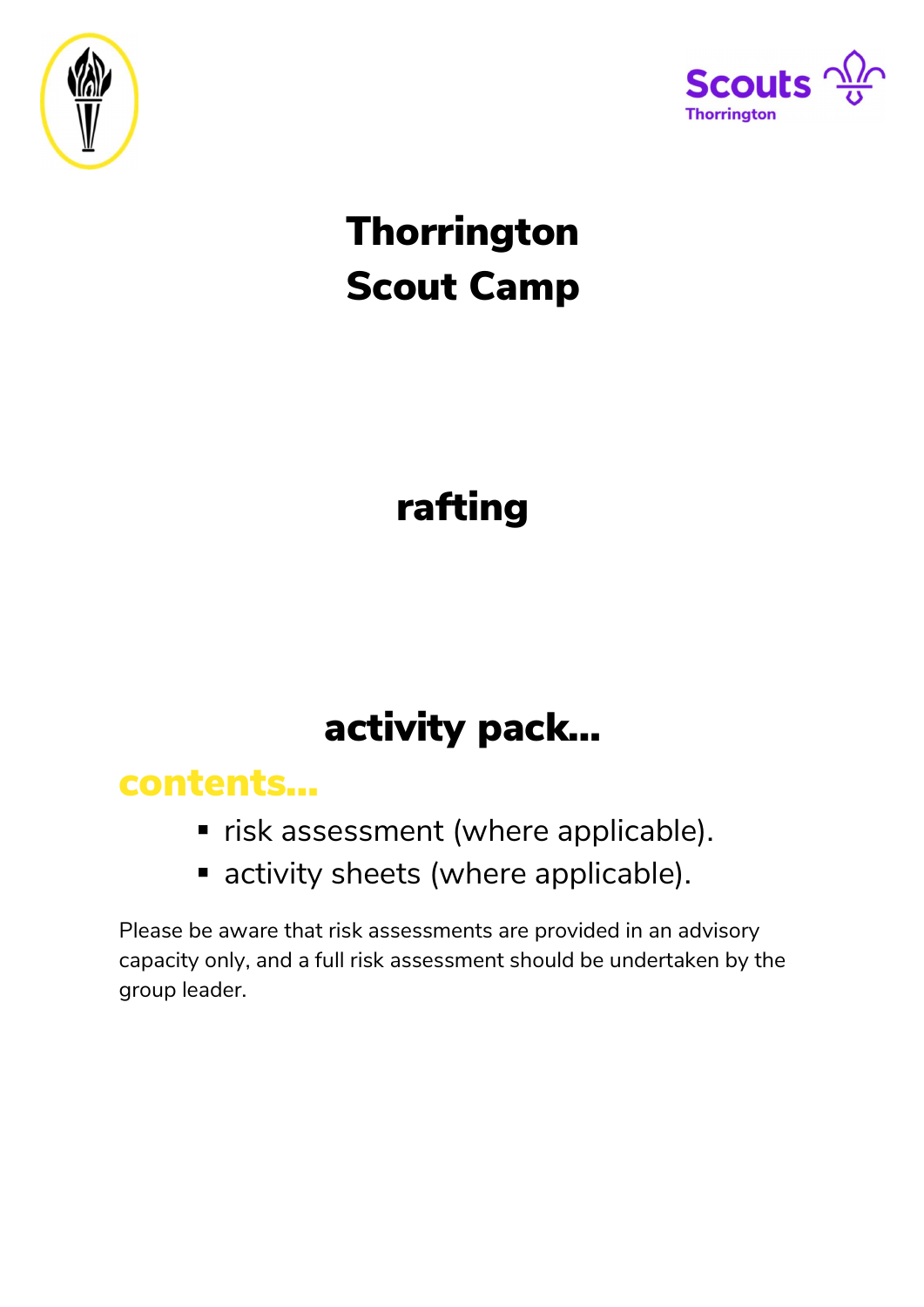Scouts
Thorrington

# Thorrington
# Scout Camp

## rafting

## activity pack...

### contents...

- risk assessment (where applicable).
- activity sheets (where applicable).

Please be aware that risk assessments are provided in an advisory capacity only, and a full risk assessment should be undertaken by the group leader.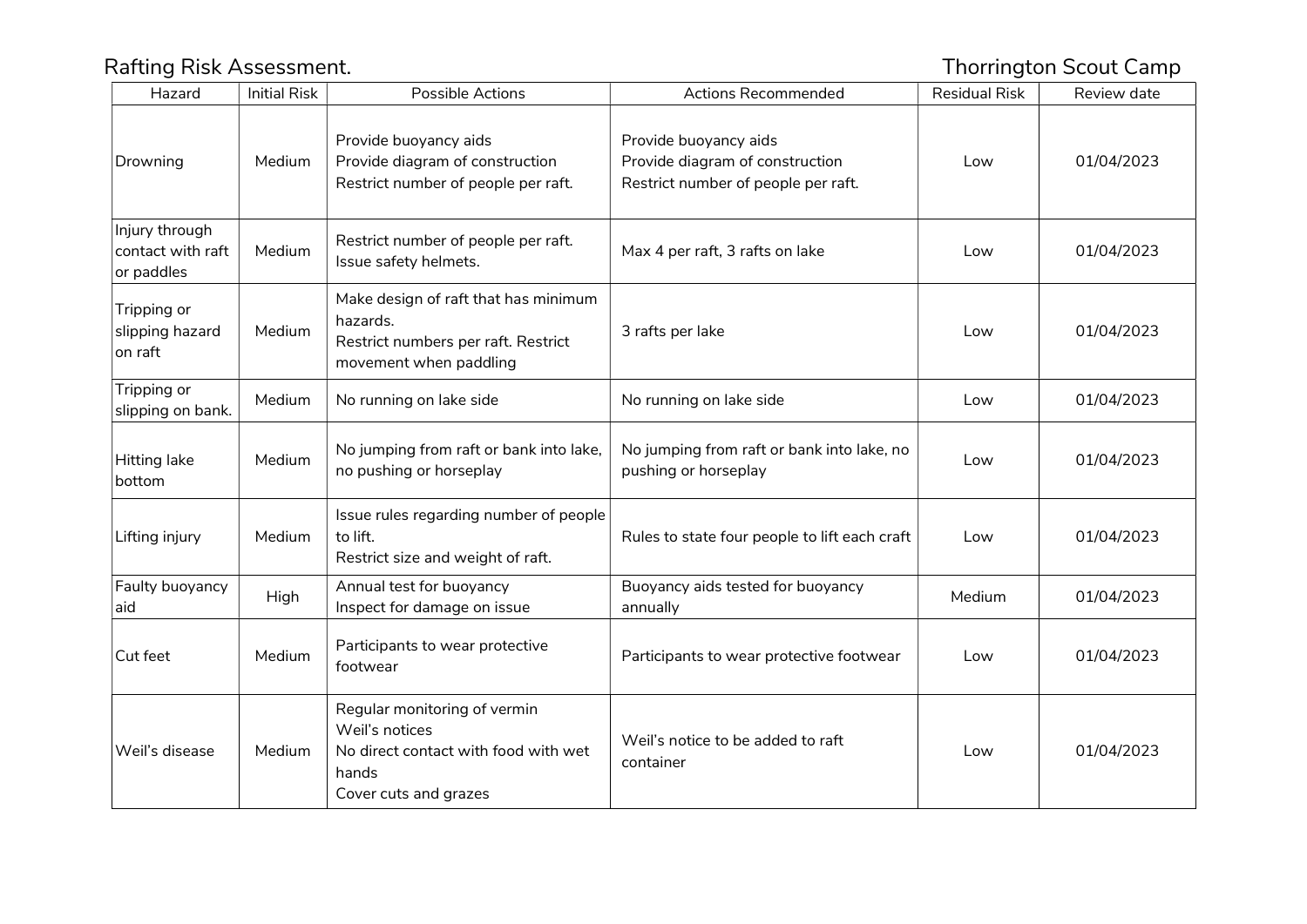Rafting Risk Assessment. Thorrington Scout Camp

| Hazard | Initial Risk | Possible Actions | Actions Recommended | Residual Risk | Review date |
|---|---|---|---|---|---|
| Drowning | Medium | Provide buoyancy aids<br>Provide diagram of construction<br>Restrict number of people per raft. | Provide buoyancy aids<br>Provide diagram of construction<br>Restrict number of people per raft. | Low | 01/04/2023 |
| Injury through contact with raft or paddles | Medium | Restrict number of people per raft.<br>Issue safety helmets. | Max 4 per raft, 3 rafts on lake | Low | 01/04/2023 |
| Tripping or slipping hazard on raft | Medium | Make design of raft that has minimum hazards.<br>Restrict numbers per raft. Restrict movement when paddling | 3 rafts per lake | Low | 01/04/2023 |
| Tripping or slipping on bank. | Medium | No running on lake side | No running on lake side | Low | 01/04/2023 |
| Hitting lake bottom | Medium | No jumping from raft or bank into lake, no pushing or horseplay | No jumping from raft or bank into lake, no pushing or horseplay | Low | 01/04/2023 |
| Lifting injury | Medium | Issue rules regarding number of people to lift.<br>Restrict size and weight of raft. | Rules to state four people to lift each craft | Low | 01/04/2023 |
| Faulty buoyancy aid | High | Annual test for buoyancy<br>Inspect for damage on issue | Buoyancy aids tested for buoyancy annually | Medium | 01/04/2023 |
| Cut feet | Medium | Participants to wear protective footwear | Participants to wear protective footwear | Low | 01/04/2023 |
| Weil's disease | Medium | Regular monitoring of vermin<br>Weil's notices<br>No direct contact with food with wet hands<br>Cover cuts and grazes | Weil's notice to be added to raft container | Low | 01/04/2023 |